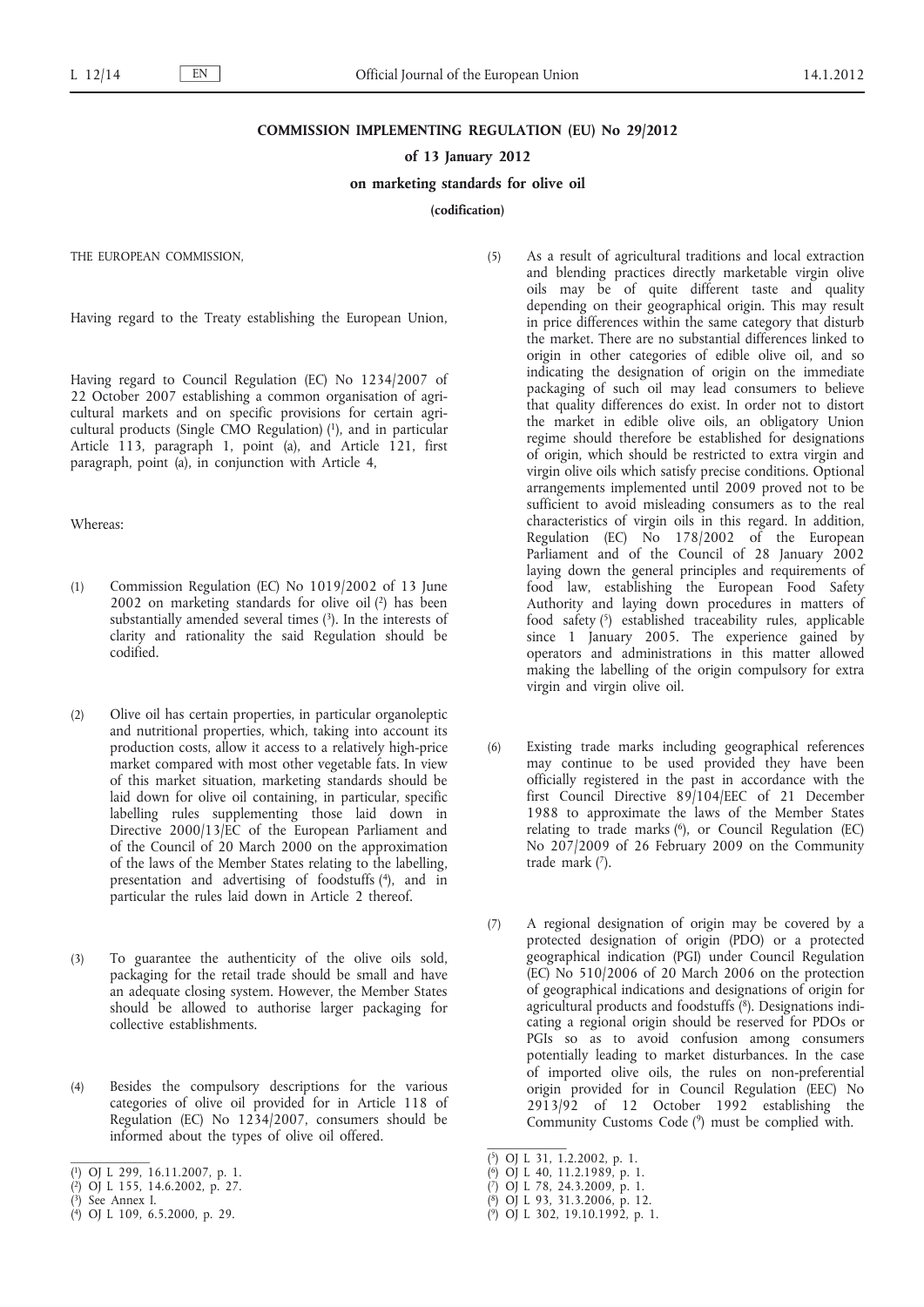# COMMISSION IMPLEMENTING REGULATION (EU) No 29/2012

## of 13 January 2012

## on marketing standards for olive oil

**(codification)**

THE EUROPEAN COMMISSION,

Having regard to the Treaty establishing the European Union,

Having regard to Council Regulation (EC) No 1234/2007 of 22 October 2007 establishing a common organisation of agricultural markets and on specific provisions for certain agricultural products (Single CMO Regulation) [1], and in particular Article 113, paragraph 1, point (a), and Article 121, first paragraph, point (a), in conjunction with Article 4,

Whereas:

(1) Commission Regulation (EC) No 1019/2002 of 13 June 2002 on marketing standards for olive oil [2] has been substantially amended several times [3]. In the interests of clarity and rationality the said Regulation should be codified.

(2) Olive oil has certain properties, in particular organoleptic and nutritional properties, which, taking into account its production costs, allow it access to a relatively high-price market compared with most other vegetable fats. In view of this market situation, marketing standards should be laid down for olive oil containing, in particular, specific labelling rules supplementing those laid down in Directive 2000/13/EC of the European Parliament and of the Council of 20 March 2000 on the approximation of the laws of the Member States relating to the labelling, presentation and advertising of foodstuffs [4], and in particular the rules laid down in Article 2 thereof.

(3) To guarantee the authenticity of the olive oils sold, packaging for the retail trade should be small and have an adequate closing system. However, the Member States should be allowed to authorise larger packaging for collective establishments.

(4) Besides the compulsory descriptions for the various categories of olive oil provided for in Article 118 of Regulation (EC) No 1234/2007, consumers should be informed about the types of olive oil offered.

(5) As a result of agricultural traditions and local extraction and blending practices directly marketable virgin olive oils may be of quite different taste and quality depending on their geographical origin. This may result in price differences within the same category that disturb the market. There are no substantial differences linked to origin in other categories of edible olive oil, and so indicating the designation of origin on the immediate packaging of such oil may lead consumers to believe that quality differences do exist. In order not to distort the market in edible olive oils, an obligatory Union regime should therefore be established for designations of origin, which should be restricted to extra virgin and virgin olive oils which satisfy precise conditions. Optional arrangements implemented until 2009 proved not to be sufficient to avoid misleading consumers as to the real characteristics of virgin oils in this regard. In addition, Regulation (EC) No 178/2002 of the European Parliament and of the Council of 28 January 2002 laying down the general principles and requirements of food law, establishing the European Food Safety Authority and laying down procedures in matters of food safety [5] established traceability rules, applicable since 1 January 2005. The experience gained by operators and administrations in this matter allowed making the labelling of the origin compulsory for extra virgin and virgin olive oil.

(6) Existing trade marks including geographical references may continue to be used provided they have been officially registered in the past in accordance with the first Council Directive 89/104/EEC of 21 December 1988 to approximate the laws of the Member States relating to trade marks [6], or Council Regulation (EC) No 207/2009 of 26 February 2009 on the Community trade mark [7].

(7) A regional designation of origin may be covered by a protected designation of origin (PDO) or a protected geographical indication (PGI) under Council Regulation (EC) No 510/2006 of 20 March 2006 on the protection of geographical indications and designations of origin for agricultural products and foodstuffs [8]. Designations indicating a regional origin should be reserved for PDOs or PGIs so as to avoid confusion among consumers potentially leading to market disturbances. In the case of imported olive oils, the rules on non-preferential origin provided for in Council Regulation (EEC) No 2913/92 of 12 October 1992 establishing the Community Customs Code [9] must be complied with.

---

[1] OJ L 299, 16.11.2007, p. 1.
[2] OJ L 155, 14.6.2002, p. 27.
[3] See Annex I.
[4] OJ L 109, 6.5.2000, p. 29.
[5] OJ L 31, 1.2.2002, p. 1.
[6] OJ L 40, 11.2.1989, p. 1.
[7] OJ L 78, 24.3.2009, p. 1.
[8] OJ L 93, 31.3.2006, p. 12.
[9] OJ L 302, 19.10.1992, p. 1.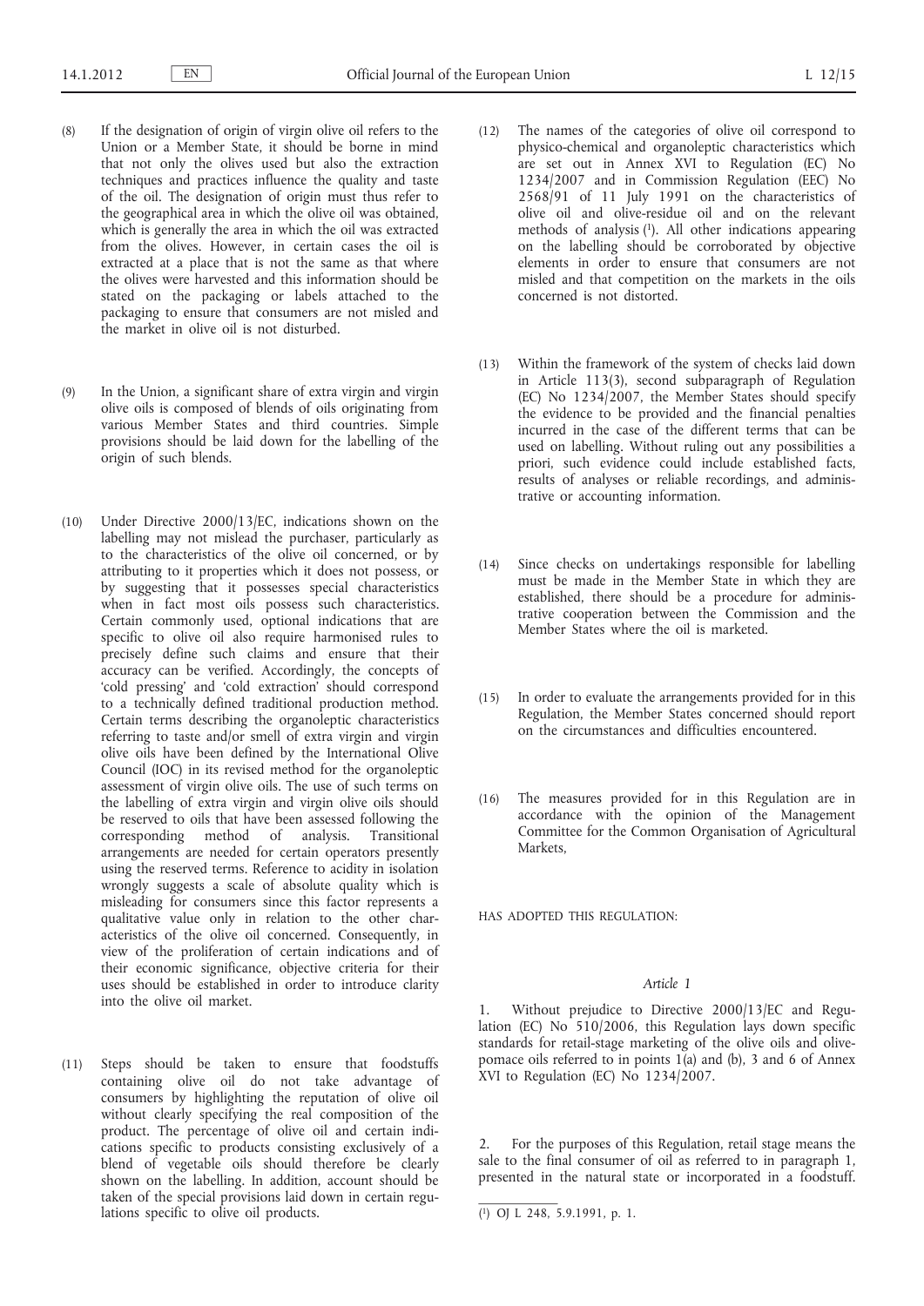(8) If the designation of origin of virgin olive oil refers to the Union or a Member State, it should be borne in mind that not only the olives used but also the extraction techniques and practices influence the quality and taste of the oil. The designation of origin must thus refer to the geographical area in which the olive oil was obtained, which is generally the area in which the oil was extracted from the olives. However, in certain cases the oil is extracted at a place that is not the same as that where the olives were harvested and this information should be stated on the packaging or labels attached to the packaging to ensure that consumers are not misled and the market in olive oil is not disturbed.

(9) In the Union, a significant share of extra virgin and virgin olive oils is composed of blends of oils originating from various Member States and third countries. Simple provisions should be laid down for the labelling of the origin of such blends.

(10) Under Directive 2000/13/EC, indications shown on the labelling may not mislead the purchaser, particularly as to the characteristics of the olive oil concerned, or by attributing to it properties which it does not possess, or by suggesting that it possesses special characteristics when in fact most oils possess such characteristics. Certain commonly used, optional indications that are specific to olive oil also require harmonised rules to precisely define such claims and ensure that their accuracy can be verified. Accordingly, the concepts of 'cold pressing' and 'cold extraction' should correspond to a technically defined traditional production method. Certain terms describing the organoleptic characteristics referring to taste and/or smell of extra virgin and virgin olive oils have been defined by the International Olive Council (IOC) in its revised method for the organoleptic assessment of virgin olive oils. The use of such terms on the labelling of extra virgin and virgin olive oils should be reserved to oils that have been assessed following the corresponding method of analysis. Transitional arrangements are needed for certain operators presently using the reserved terms. Reference to acidity in isolation wrongly suggests a scale of absolute quality which is misleading for consumers since this factor represents a qualitative value only in relation to the other characteristics of the olive oil concerned. Consequently, in view of the proliferation of certain indications and of their economic significance, objective criteria for their uses should be established in order to introduce clarity into the olive oil market.

(11) Steps should be taken to ensure that foodstuffs containing olive oil do not take advantage of consumers by highlighting the reputation of olive oil without clearly specifying the real composition of the product. The percentage of olive oil and certain indications specific to products consisting exclusively of a blend of vegetable oils should therefore be clearly shown on the labelling. In addition, account should be taken of the special provisions laid down in certain regulations specific to olive oil products.

(12) The names of the categories of olive oil correspond to physico-chemical and organoleptic characteristics which are set out in Annex XVI to Regulation (EC) No 1234/2007 and in Commission Regulation (EEC) No 2568/91 of 11 July 1991 on the characteristics of olive oil and olive-residue oil and on the relevant methods of analysis [1]. All other indications appearing on the labelling should be corroborated by objective elements in order to ensure that consumers are not misled and that competition on the markets in the oils concerned is not distorted.

(13) Within the framework of the system of checks laid down in Article 113(3), second subparagraph of Regulation (EC) No 1234/2007, the Member States should specify the evidence to be provided and the financial penalties incurred in the case of the different terms that can be used on labelling. Without ruling out any possibilities a priori, such evidence could include established facts, results of analyses or reliable recordings, and administrative or accounting information.

(14) Since checks on undertakings responsible for labelling must be made in the Member State in which they are established, there should be a procedure for administrative cooperation between the Commission and the Member States where the oil is marketed.

(15) In order to evaluate the arrangements provided for in this Regulation, the Member States concerned should report on the circumstances and difficulties encountered.

(16) The measures provided for in this Regulation are in accordance with the opinion of the Management Committee for the Common Organisation of Agricultural Markets,

HAS ADOPTED THIS REGULATION:

*Article 1*

1. Without prejudice to Directive 2000/13/EC and Regulation (EC) No 510/2006, this Regulation lays down specific standards for retail-stage marketing of the olive oils and olive-pomace oils referred to in points 1(a) and (b), 3 and 6 of Annex XVI to Regulation (EC) No 1234/2007.

2. For the purposes of this Regulation, retail stage means the sale to the final consumer of oil as referred to in paragraph 1, presented in the natural state or incorporated in a foodstuff.

[1] OJ L 248, 5.9.1991, p. 1.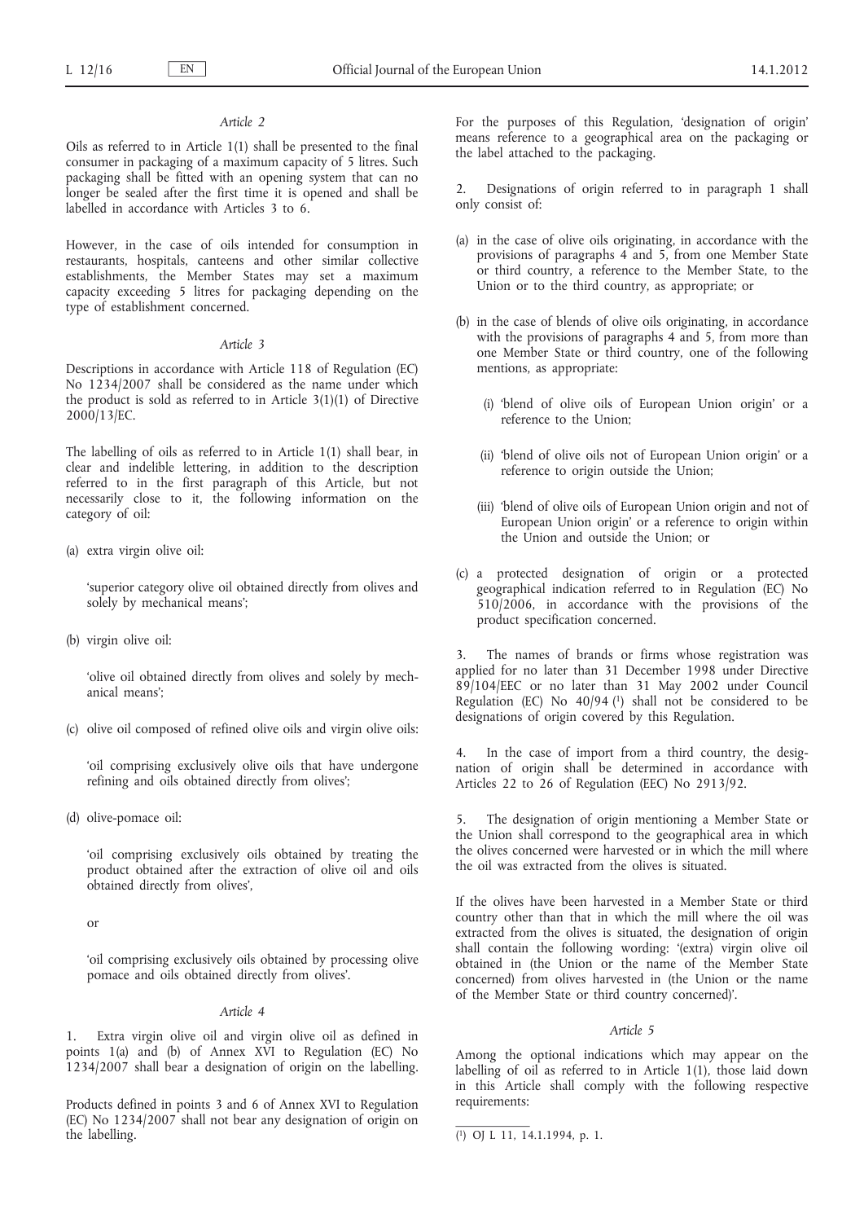*Article 2*

Oils as referred to in Article 1(1) shall be presented to the final consumer in packaging of a maximum capacity of 5 litres. Such packaging shall be fitted with an opening system that can no longer be sealed after the first time it is opened and shall be labelled in accordance with Articles 3 to 6.

However, in the case of oils intended for consumption in restaurants, hospitals, canteens and other similar collective establishments, the Member States may set a maximum capacity exceeding 5 litres for packaging depending on the type of establishment concerned.

*Article 3*

Descriptions in accordance with Article 118 of Regulation (EC) No 1234/2007 shall be considered as the name under which the product is sold as referred to in Article 3(1)(1) of Directive 2000/13/EC.

The labelling of oils as referred to in Article 1(1) shall bear, in clear and indelible lettering, in addition to the description referred to in the first paragraph of this Article, but not necessarily close to it, the following information on the category of oil:

(a) extra virgin olive oil:

'superior category olive oil obtained directly from olives and solely by mechanical means';

(b) virgin olive oil:

'olive oil obtained directly from olives and solely by mechanical means';

(c) olive oil composed of refined olive oils and virgin olive oils:

'oil comprising exclusively olive oils that have undergone refining and oils obtained directly from olives';

(d) olive-pomace oil:

'oil comprising exclusively oils obtained by treating the product obtained after the extraction of olive oil and oils obtained directly from olives',

or

'oil comprising exclusively oils obtained by processing olive pomace and oils obtained directly from olives'.

*Article 4*

1. Extra virgin olive oil and virgin olive oil as defined in points 1(a) and (b) of Annex XVI to Regulation (EC) No 1234/2007 shall bear a designation of origin on the labelling.

Products defined in points 3 and 6 of Annex XVI to Regulation (EC) No 1234/2007 shall not bear any designation of origin on the labelling.

For the purposes of this Regulation, 'designation of origin' means reference to a geographical area on the packaging or the label attached to the packaging.

2. Designations of origin referred to in paragraph 1 shall only consist of:

(a) in the case of olive oils originating, in accordance with the provisions of paragraphs 4 and 5, from one Member State or third country, a reference to the Member State, to the Union or to the third country, as appropriate; or

(b) in the case of blends of olive oils originating, in accordance with the provisions of paragraphs 4 and 5, from more than one Member State or third country, one of the following mentions, as appropriate:

   (i) 'blend of olive oils of European Union origin' or a reference to the Union;

   (ii) 'blend of olive oils not of European Union origin' or a reference to origin outside the Union;

   (iii) 'blend of olive oils of European Union origin and not of European Union origin' or a reference to origin within the Union and outside the Union; or

(c) a protected designation of origin or a protected geographical indication referred to in Regulation (EC) No 510/2006, in accordance with the provisions of the product specification concerned.

3. The names of brands or firms whose registration was applied for no later than 31 December 1998 under Directive 89/104/EEC or no later than 31 May 2002 under Council Regulation (EC) No 40/94 [1] shall not be considered to be designations of origin covered by this Regulation.

4. In the case of import from a third country, the designation of origin shall be determined in accordance with Articles 22 to 26 of Regulation (EEC) No 2913/92.

5. The designation of origin mentioning a Member State or the Union shall correspond to the geographical area in which the olives concerned were harvested or in which the mill where the oil was extracted from the olives is situated.

If the olives have been harvested in a Member State or third country other than that in which the mill where the oil was extracted from the olives is situated, the designation of origin shall contain the following wording: '(extra) virgin olive oil obtained in (the Union or the name of the Member State concerned) from olives harvested in (the Union or the name of the Member State or third country concerned)'.

*Article 5*

Among the optional indications which may appear on the labelling of oil as referred to in Article 1(1), those laid down in this Article shall comply with the following respective requirements:

[1] OJ L 11, 14.1.1994, p. 1.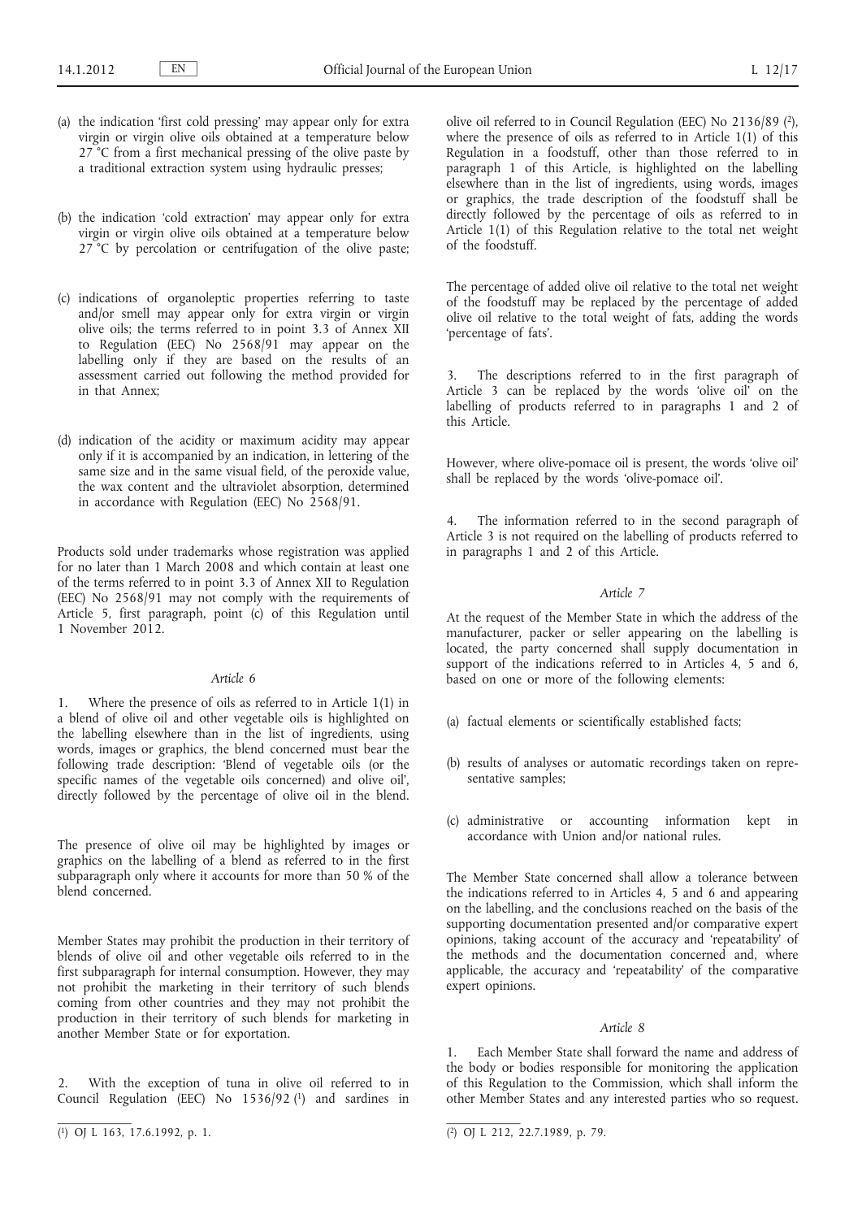(a) the indication 'first cold pressing' may appear only for extra virgin or virgin olive oils obtained at a temperature below 27 °C from a first mechanical pressing of the olive paste by a traditional extraction system using hydraulic presses;

(b) the indication 'cold extraction' may appear only for extra virgin or virgin olive oils obtained at a temperature below 27 °C by percolation or centrifugation of the olive paste;

(c) indications of organoleptic properties referring to taste and/or smell may appear only for extra virgin or virgin olive oils; the terms referred to in point 3.3 of Annex XII to Regulation (EEC) No 2568/91 may appear on the labelling only if they are based on the results of an assessment carried out following the method provided for in that Annex;

(d) indication of the acidity or maximum acidity may appear only if it is accompanied by an indication, in lettering of the same size and in the same visual field, of the peroxide value, the wax content and the ultraviolet absorption, determined in accordance with Regulation (EEC) No 2568/91.

Products sold under trademarks whose registration was applied for no later than 1 March 2008 and which contain at least one of the terms referred to in point 3.3 of Annex XII to Regulation (EEC) No 2568/91 may not comply with the requirements of Article 5, first paragraph, point (c) of this Regulation until 1 November 2012.

*Article 6*

1. Where the presence of oils as referred to in Article 1(1) in a blend of olive oil and other vegetable oils is highlighted on the labelling elsewhere than in the list of ingredients, using words, images or graphics, the blend concerned must bear the following trade description: 'Blend of vegetable oils (or the specific names of the vegetable oils concerned) and olive oil', directly followed by the percentage of olive oil in the blend.

The presence of olive oil may be highlighted by images or graphics on the labelling of a blend as referred to in the first subparagraph only where it accounts for more than 50 % of the blend concerned.

Member States may prohibit the production in their territory of blends of olive oil and other vegetable oils referred to in the first subparagraph for internal consumption. However, they may not prohibit the marketing in their territory of such blends coming from other countries and they may not prohibit the production in their territory of such blends for marketing in another Member State or for exportation.

2. With the exception of tuna in olive oil referred to in Council Regulation (EEC) No 1536/92 [1] and sardines in olive oil referred to in Council Regulation (EEC) No 2136/89 [2], where the presence of oils as referred to in Article 1(1) of this Regulation in a foodstuff, other than those referred to in paragraph 1 of this Article, is highlighted on the labelling elsewhere than in the list of ingredients, using words, images or graphics, the trade description of the foodstuff shall be directly followed by the percentage of oils as referred to in Article 1(1) of this Regulation relative to the total net weight of the foodstuff.

The percentage of added olive oil relative to the total net weight of the foodstuff may be replaced by the percentage of added olive oil relative to the total weight of fats, adding the words 'percentage of fats'.

3. The descriptions referred to in the first paragraph of Article 3 can be replaced by the words 'olive oil' on the labelling of products referred to in paragraphs 1 and 2 of this Article.

However, where olive-pomace oil is present, the words 'olive oil' shall be replaced by the words 'olive-pomace oil'.

4. The information referred to in the second paragraph of Article 3 is not required on the labelling of products referred to in paragraphs 1 and 2 of this Article.

*Article 7*

At the request of the Member State in which the address of the manufacturer, packer or seller appearing on the labelling is located, the party concerned shall supply documentation in support of the indications referred to in Articles 4, 5 and 6, based on one or more of the following elements:

(a) factual elements or scientifically established facts;

(b) results of analyses or automatic recordings taken on representative samples;

(c) administrative or accounting information kept in accordance with Union and/or national rules.

The Member State concerned shall allow a tolerance between the indications referred to in Articles 4, 5 and 6 and appearing on the labelling, and the conclusions reached on the basis of the supporting documentation presented and/or comparative expert opinions, taking account of the accuracy and 'repeatability' of the methods and the documentation concerned and, where applicable, the accuracy and 'repeatability' of the comparative expert opinions.

*Article 8*

1. Each Member State shall forward the name and address of the body or bodies responsible for monitoring the application of this Regulation to the Commission, which shall inform the other Member States and any interested parties who so request.

[1] OJ L 163, 17.6.1992, p. 1.

[2] OJ L 212, 22.7.1989, p. 79.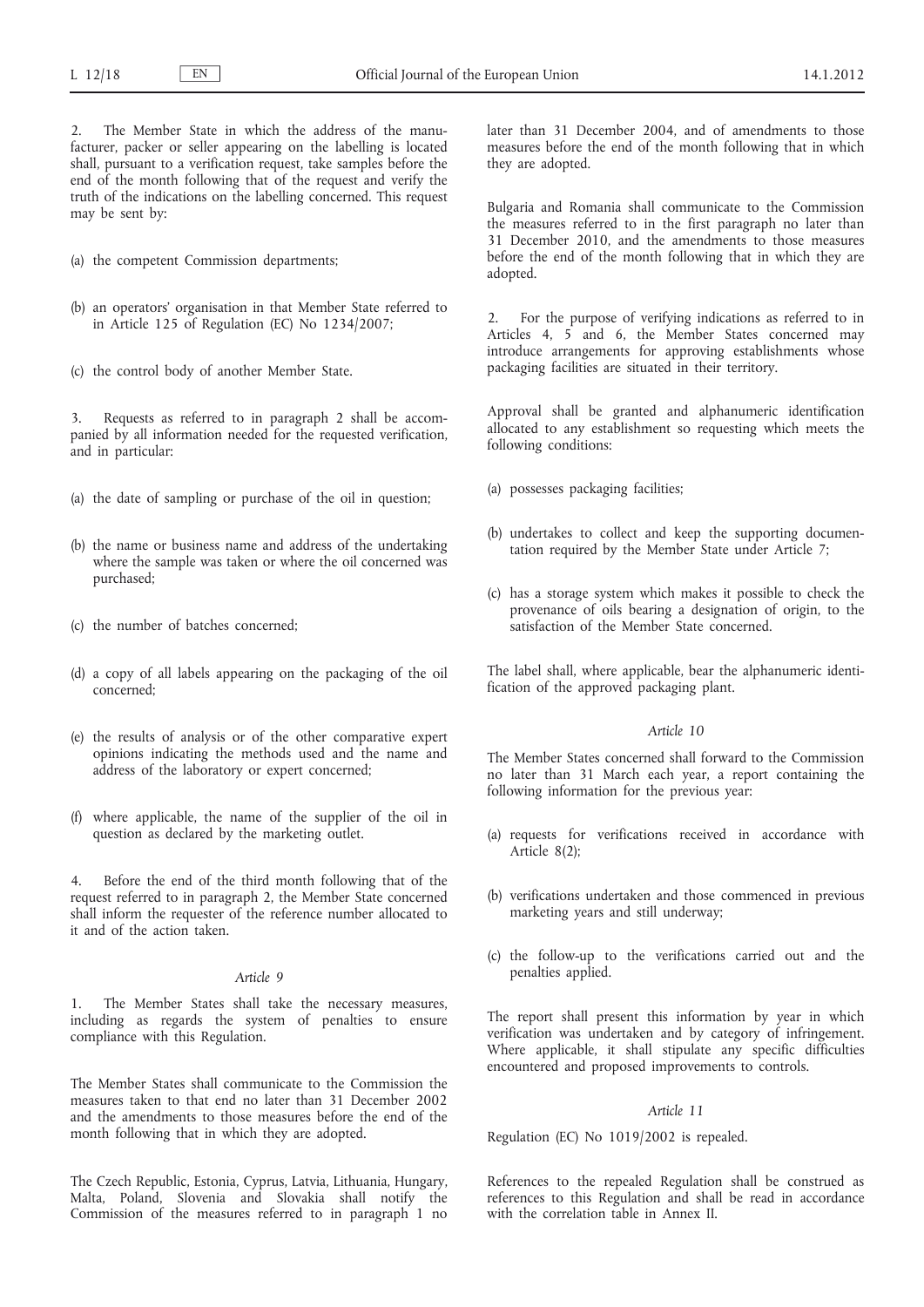2. The Member State in which the address of the manufacturer, packer or seller appearing on the labelling is located shall, pursuant to a verification request, take samples before the end of the month following that of the request and verify the truth of the indications on the labelling concerned. This request may be sent by:

(a) the competent Commission departments;

(b) an operators' organisation in that Member State referred to in Article 125 of Regulation (EC) No 1234/2007;

(c) the control body of another Member State.

3. Requests as referred to in paragraph 2 shall be accompanied by all information needed for the requested verification, and in particular:

(a) the date of sampling or purchase of the oil in question;

(b) the name or business name and address of the undertaking where the sample was taken or where the oil concerned was purchased;

(c) the number of batches concerned;

(d) a copy of all labels appearing on the packaging of the oil concerned;

(e) the results of analysis or of the other comparative expert opinions indicating the methods used and the name and address of the laboratory or expert concerned;

(f) where applicable, the name of the supplier of the oil in question as declared by the marketing outlet.

4. Before the end of the third month following that of the request referred to in paragraph 2, the Member State concerned shall inform the requester of the reference number allocated to it and of the action taken.

*Article 9*

1. The Member States shall take the necessary measures, including as regards the system of penalties to ensure compliance with this Regulation.

The Member States shall communicate to the Commission the measures taken to that end no later than 31 December 2002 and the amendments to those measures before the end of the month following that in which they are adopted.

The Czech Republic, Estonia, Cyprus, Latvia, Lithuania, Hungary, Malta, Poland, Slovenia and Slovakia shall notify the Commission of the measures referred to in paragraph 1 no later than 31 December 2004, and of amendments to those measures before the end of the month following that in which they are adopted.

Bulgaria and Romania shall communicate to the Commission the measures referred to in the first paragraph no later than 31 December 2010, and the amendments to those measures before the end of the month following that in which they are adopted.

2. For the purpose of verifying indications as referred to in Articles 4, 5 and 6, the Member States concerned may introduce arrangements for approving establishments whose packaging facilities are situated in their territory.

Approval shall be granted and alphanumeric identification allocated to any establishment so requesting which meets the following conditions:

(a) possesses packaging facilities;

(b) undertakes to collect and keep the supporting documentation required by the Member State under Article 7;

(c) has a storage system which makes it possible to check the provenance of oils bearing a designation of origin, to the satisfaction of the Member State concerned.

The label shall, where applicable, bear the alphanumeric identification of the approved packaging plant.

*Article 10*

The Member States concerned shall forward to the Commission no later than 31 March each year, a report containing the following information for the previous year:

(a) requests for verifications received in accordance with Article 8(2);

(b) verifications undertaken and those commenced in previous marketing years and still underway;

(c) the follow-up to the verifications carried out and the penalties applied.

The report shall present this information by year in which verification was undertaken and by category of infringement. Where applicable, it shall stipulate any specific difficulties encountered and proposed improvements to controls.

*Article 11*

Regulation (EC) No 1019/2002 is repealed.

References to the repealed Regulation shall be construed as references to this Regulation and shall be read in accordance with the correlation table in Annex II.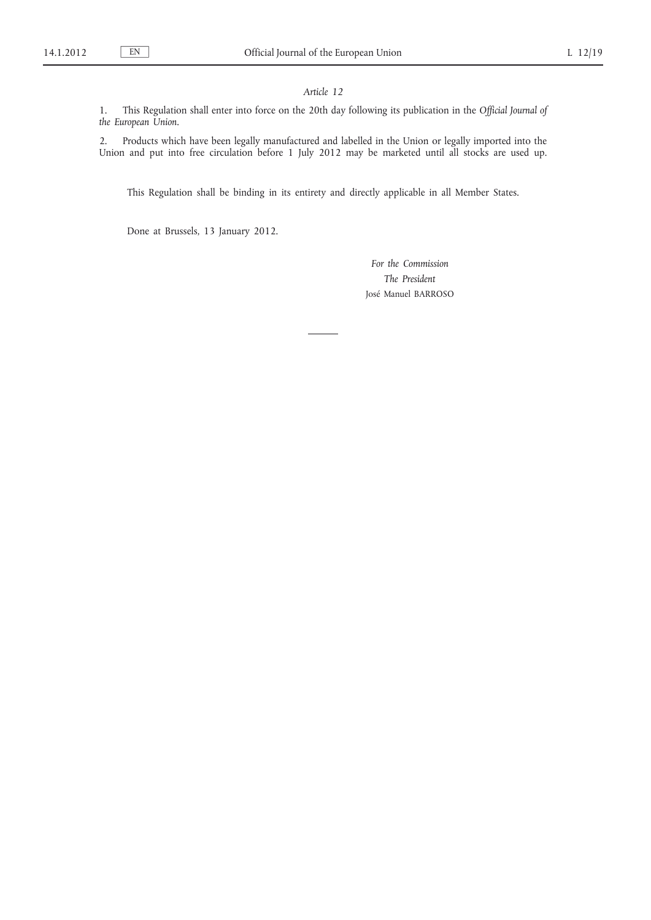*Article 12*

1. This Regulation shall enter into force on the 20th day following its publication in the *Official Journal of the European Union*.

2. Products which have been legally manufactured and labelled in the Union or legally imported into the Union and put into free circulation before 1 July 2012 may be marketed until all stocks are used up.

This Regulation shall be binding in its entirety and directly applicable in all Member States.

Done at Brussels, 13 January 2012.

*For the Commission*

*The President*

José Manuel BARROSO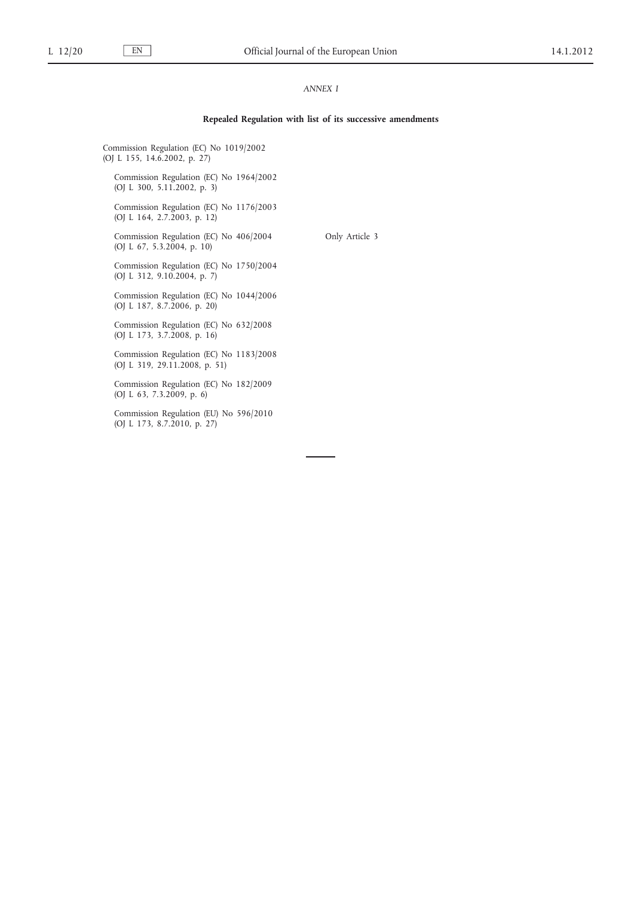*ANNEX I*

**Repealed Regulation with list of its successive amendments**

| | |
|---|---|
| Commission Regulation (EC) No 1019/2002 (OJ L 155, 14.6.2002, p. 27) | |
| Commission Regulation (EC) No 1964/2002 (OJ L 300, 5.11.2002, p. 3) | |
| Commission Regulation (EC) No 1176/2003 (OJ L 164, 2.7.2003, p. 12) | |
| Commission Regulation (EC) No 406/2004 (OJ L 67, 5.3.2004, p. 10) | Only Article 3 |
| Commission Regulation (EC) No 1750/2004 (OJ L 312, 9.10.2004, p. 7) | |
| Commission Regulation (EC) No 1044/2006 (OJ L 187, 8.7.2006, p. 20) | |
| Commission Regulation (EC) No 632/2008 (OJ L 173, 3.7.2008, p. 16) | |
| Commission Regulation (EC) No 1183/2008 (OJ L 319, 29.11.2008, p. 51) | |
| Commission Regulation (EC) No 182/2009 (OJ L 63, 7.3.2009, p. 6) | |
| Commission Regulation (EU) No 596/2010 (OJ L 173, 8.7.2010, p. 27) | |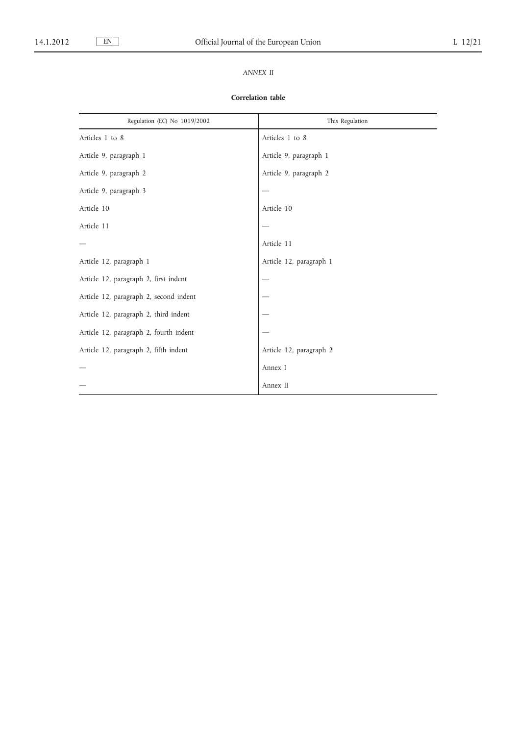*ANNEX II*

**Correlation table**

| Regulation (EC) No 1019/2002 | This Regulation |
|---|---|
| Articles 1 to 8 | Articles 1 to 8 |
| Article 9, paragraph 1 | Article 9, paragraph 1 |
| Article 9, paragraph 2 | Article 9, paragraph 2 |
| Article 9, paragraph 3 | — |
| Article 10 | Article 10 |
| Article 11 | — |
| — | Article 11 |
| Article 12, paragraph 1 | Article 12, paragraph 1 |
| Article 12, paragraph 2, first indent | — |
| Article 12, paragraph 2, second indent | — |
| Article 12, paragraph 2, third indent | — |
| Article 12, paragraph 2, fourth indent | — |
| Article 12, paragraph 2, fifth indent | Article 12, paragraph 2 |
| — | Annex I |
| — | Annex II |